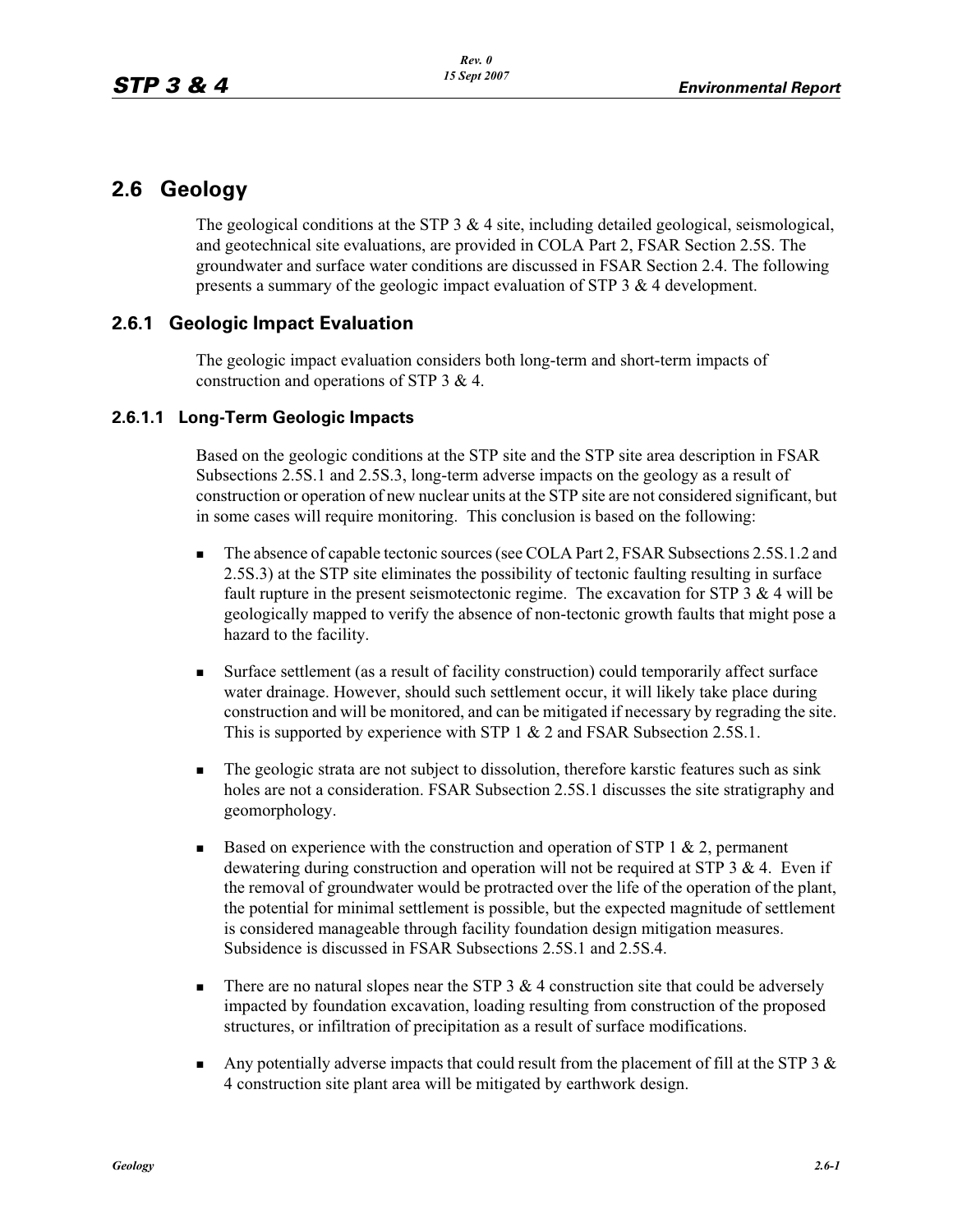## 2.6 Geology

The geological conditions at the STP 3 & 4 site, including detailed geological, seismological, and geotechnical site evaluations, are provided in COLA Part 2, FSAR Section 2.5S. The groundwater and surface water conditions are discussed in FSAR Section 2.4. The following presents a summary of the geologic impact evaluation of STP 3 & 4 development.

### 2.6.1 Geologic Impact Evaluation

The geologic impact evaluation considers both long-term and short-term impacts of construction and operations of STP 3 & 4.

#### 2.6.1.1 Long-Term Geologic Impacts

Based on the geologic conditions at the STP site and the STP site area description in FSAR Subsections 2.5S.1 and 2.5S.3, long-term adverse impacts on the geology as a result of construction or operation of new nuclear units at the STP site are not considered significant, but in some cases will require monitoring. This conclusion is based on the following:

- The absence of capable tectonic sources (see COLA Part 2, FSAR Subsections 2.5S.1.2 and 2.5S.3) at the STP site eliminates the possibility of tectonic faulting resulting in surface fault rupture in the present seismotectonic regime. The excavation for STP 3 & 4 will be geologically mapped to verify the absence of non-tectonic growth faults that might pose a hazard to the facility.
- Surface settlement (as a result of facility construction) could temporarily affect surface water drainage. However, should such settlement occur, it will likely take place during construction and will be monitored, and can be mitigated if necessary by regrading the site. This is supported by experience with STP 1 & 2 and FSAR Subsection 2.5S.1.
- The geologic strata are not subject to dissolution, therefore karstic features such as sink holes are not a consideration. FSAR Subsection 2.5S.1 discusses the site stratigraphy and geomorphology.
- Based on experience with the construction and operation of STP 1 & 2, permanent dewatering during construction and operation will not be required at STP 3 & 4. Even if the removal of groundwater would be protracted over the life of the operation of the plant, the potential for minimal settlement is possible, but the expected magnitude of settlement is considered manageable through facility foundation design mitigation measures. Subsidence is discussed in FSAR Subsections 2.5S.1 and 2.5S.4.
- There are no natural slopes near the STP 3 & 4 construction site that could be adversely impacted by foundation excavation, loading resulting from construction of the proposed structures, or infiltration of precipitation as a result of surface modifications.
- Any potentially adverse impacts that could result from the placement of fill at the STP 3 & 4 construction site plant area will be mitigated by earthwork design.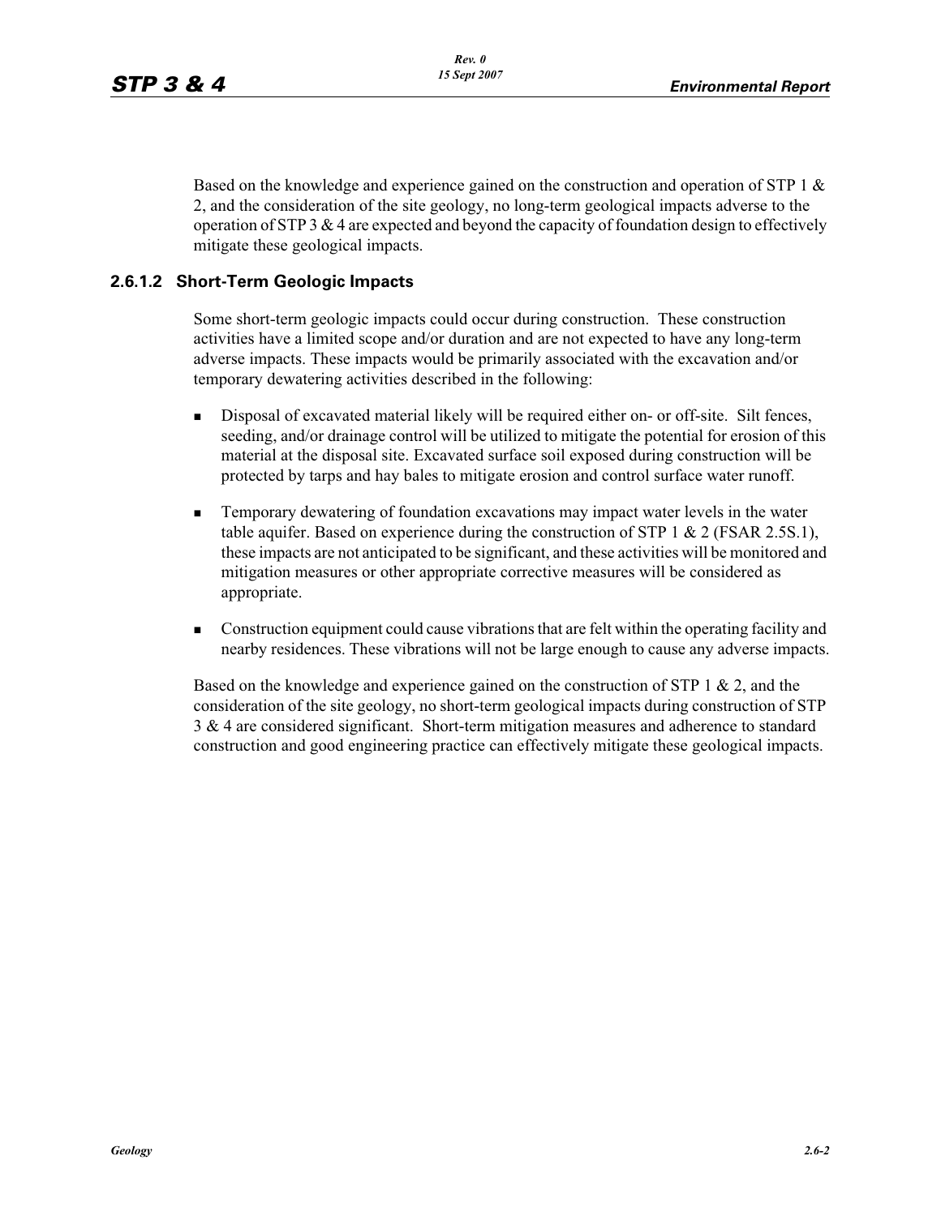Based on the knowledge and experience gained on the construction and operation of STP 1 & 2, and the consideration of the site geology, no long-term geological impacts adverse to the operation of STP 3 & 4 are expected and beyond the capacity of foundation design to effectively mitigate these geological impacts.

### 2.6.1.2 Short-Term Geologic Impacts

Some short-term geologic impacts could occur during construction. These construction activities have a limited scope and/or duration and are not expected to have any long-term adverse impacts. These impacts would be primarily associated with the excavation and/or temporary dewatering activities described in the following:

- Disposal of excavated material likely will be required either on- or off-site. Silt fences, seeding, and/or drainage control will be utilized to mitigate the potential for erosion of this material at the disposal site. Excavated surface soil exposed during construction will be protected by tarps and hay bales to mitigate erosion and control surface water runoff.
- Temporary dewatering of foundation excavations may impact water levels in the water table aquifer. Based on experience during the construction of STP 1 & 2 (FSAR 2.5S.1), these impacts are not anticipated to be significant, and these activities will be monitored and mitigation measures or other appropriate corrective measures will be considered as appropriate.
- Construction equipment could cause vibrations that are felt within the operating facility and nearby residences. These vibrations will not be large enough to cause any adverse impacts.

Based on the knowledge and experience gained on the construction of STP 1 & 2, and the consideration of the site geology, no short-term geological impacts during construction of STP 3 & 4 are considered significant. Short-term mitigation measures and adherence to standard construction and good engineering practice can effectively mitigate these geological impacts.